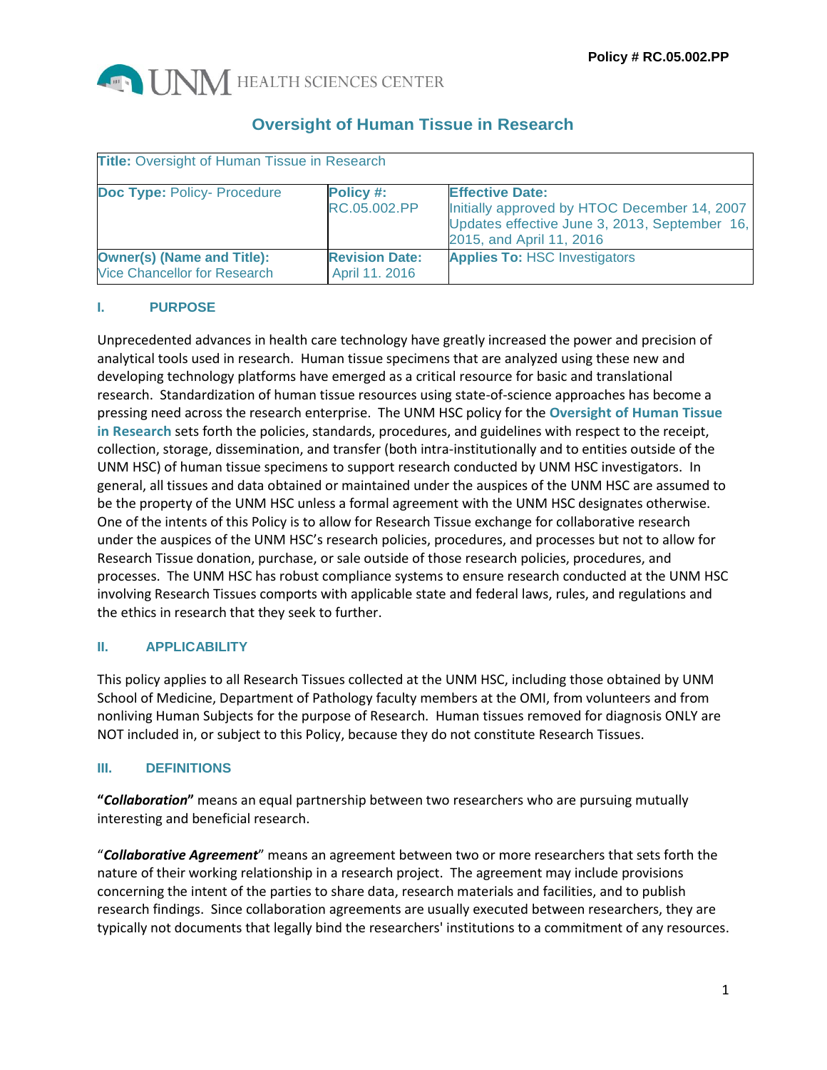Policy # RC.05.002.PP

UNM HEALTH SCIENCES CENTER

# Oversight of Human Tissue in Research

| **Title:** Oversight of Human Tissue in Research | | |
|---|---|---|
| **Doc Type:** Policy- Procedure | **Policy #:** RC.05.002.PP | **Effective Date:** Initially approved by HTOC December 14, 2007 Updates effective June 3, 2013, September 16, 2015, and April 11, 2016 |
| **Owner(s) (Name and Title):** Vice Chancellor for Research | **Revision Date:** April 11. 2016 | **Applies To:** HSC Investigators |

## I. PURPOSE

Unprecedented advances in health care technology have greatly increased the power and precision of analytical tools used in research. Human tissue specimens that are analyzed using these new and developing technology platforms have emerged as a critical resource for basic and translational research. Standardization of human tissue resources using state-of-science approaches has become a pressing need across the research enterprise. The UNM HSC policy for the **Oversight of Human Tissue in Research** sets forth the policies, standards, procedures, and guidelines with respect to the receipt, collection, storage, dissemination, and transfer (both intra-institutionally and to entities outside of the UNM HSC) of human tissue specimens to support research conducted by UNM HSC investigators. In general, all tissues and data obtained or maintained under the auspices of the UNM HSC are assumed to be the property of the UNM HSC unless a formal agreement with the UNM HSC designates otherwise. One of the intents of this Policy is to allow for Research Tissue exchange for collaborative research under the auspices of the UNM HSC's research policies, procedures, and processes but not to allow for Research Tissue donation, purchase, or sale outside of those research policies, procedures, and processes. The UNM HSC has robust compliance systems to ensure research conducted at the UNM HSC involving Research Tissues comports with applicable state and federal laws, rules, and regulations and the ethics in research that they seek to further.

## II. APPLICABILITY

This policy applies to all Research Tissues collected at the UNM HSC, including those obtained by UNM School of Medicine, Department of Pathology faculty members at the OMI, from volunteers and from nonliving Human Subjects for the purpose of Research. Human tissues removed for diagnosis ONLY are NOT included in, or subject to this Policy, because they do not constitute Research Tissues.

## III. DEFINITIONS

**"*Collaboration*"** means an equal partnership between two researchers who are pursuing mutually interesting and beneficial research.

"***Collaborative Agreement***" means an agreement between two or more researchers that sets forth the nature of their working relationship in a research project. The agreement may include provisions concerning the intent of the parties to share data, research materials and facilities, and to publish research findings. Since collaboration agreements are usually executed between researchers, they are typically not documents that legally bind the researchers' institutions to a commitment of any resources.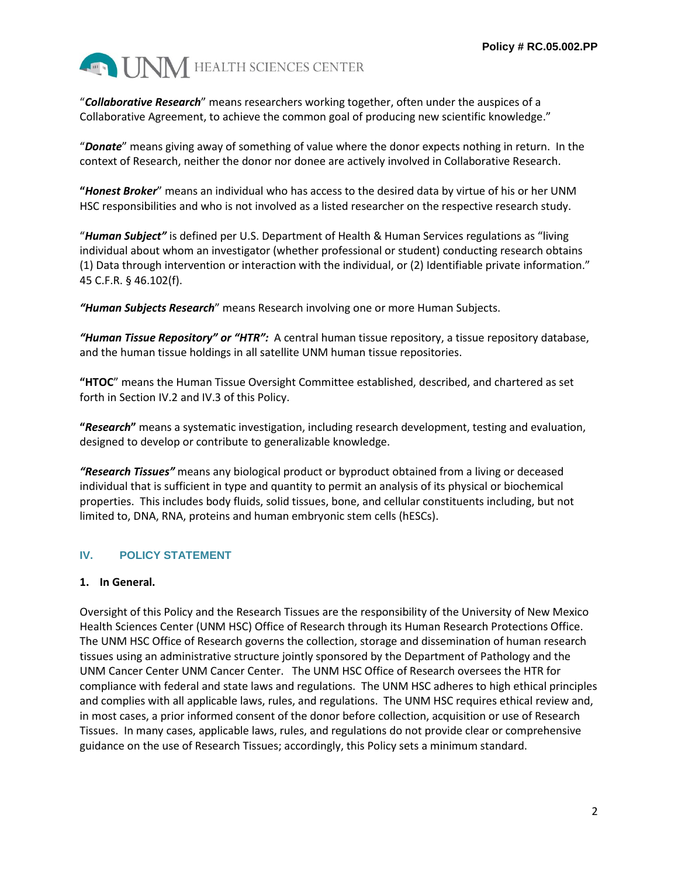"***Collaborative Research***" means researchers working together, often under the auspices of a Collaborative Agreement, to achieve the common goal of producing new scientific knowledge."

"***Donate***" means giving away of something of value where the donor expects nothing in return. In the context of Research, neither the donor nor donee are actively involved in Collaborative Research.

**"*Honest Broker*"** means an individual who has access to the desired data by virtue of his or her UNM HSC responsibilities and who is not involved as a listed researcher on the respective research study.

"***Human Subject"*** is defined per U.S. Department of Health & Human Services regulations as "living individual about whom an investigator (whether professional or student) conducting research obtains (1) Data through intervention or interaction with the individual, or (2) Identifiable private information." 45 C.F.R. § 46.102(f).

***"Human Subjects Research***" means Research involving one or more Human Subjects.

***"Human Tissue Repository" or "HTR":*** A central human tissue repository, a tissue repository database, and the human tissue holdings in all satellite UNM human tissue repositories.

**"HTOC"** means the Human Tissue Oversight Committee established, described, and chartered as set forth in Section IV.2 and IV.3 of this Policy.

**"*Research*"** means a systematic investigation, including research development, testing and evaluation, designed to develop or contribute to generalizable knowledge.

***"Research Tissues"*** means any biological product or byproduct obtained from a living or deceased individual that is sufficient in type and quantity to permit an analysis of its physical or biochemical properties. This includes body fluids, solid tissues, bone, and cellular constituents including, but not limited to, DNA, RNA, proteins and human embryonic stem cells (hESCs).

## IV. POLICY STATEMENT

**1. In General.**

Oversight of this Policy and the Research Tissues are the responsibility of the University of New Mexico Health Sciences Center (UNM HSC) Office of Research through its Human Research Protections Office. The UNM HSC Office of Research governs the collection, storage and dissemination of human research tissues using an administrative structure jointly sponsored by the Department of Pathology and the UNM Cancer Center UNM Cancer Center. The UNM HSC Office of Research oversees the HTR for compliance with federal and state laws and regulations. The UNM HSC adheres to high ethical principles and complies with all applicable laws, rules, and regulations. The UNM HSC requires ethical review and, in most cases, a prior informed consent of the donor before collection, acquisition or use of Research Tissues. In many cases, applicable laws, rules, and regulations do not provide clear or comprehensive guidance on the use of Research Tissues; accordingly, this Policy sets a minimum standard.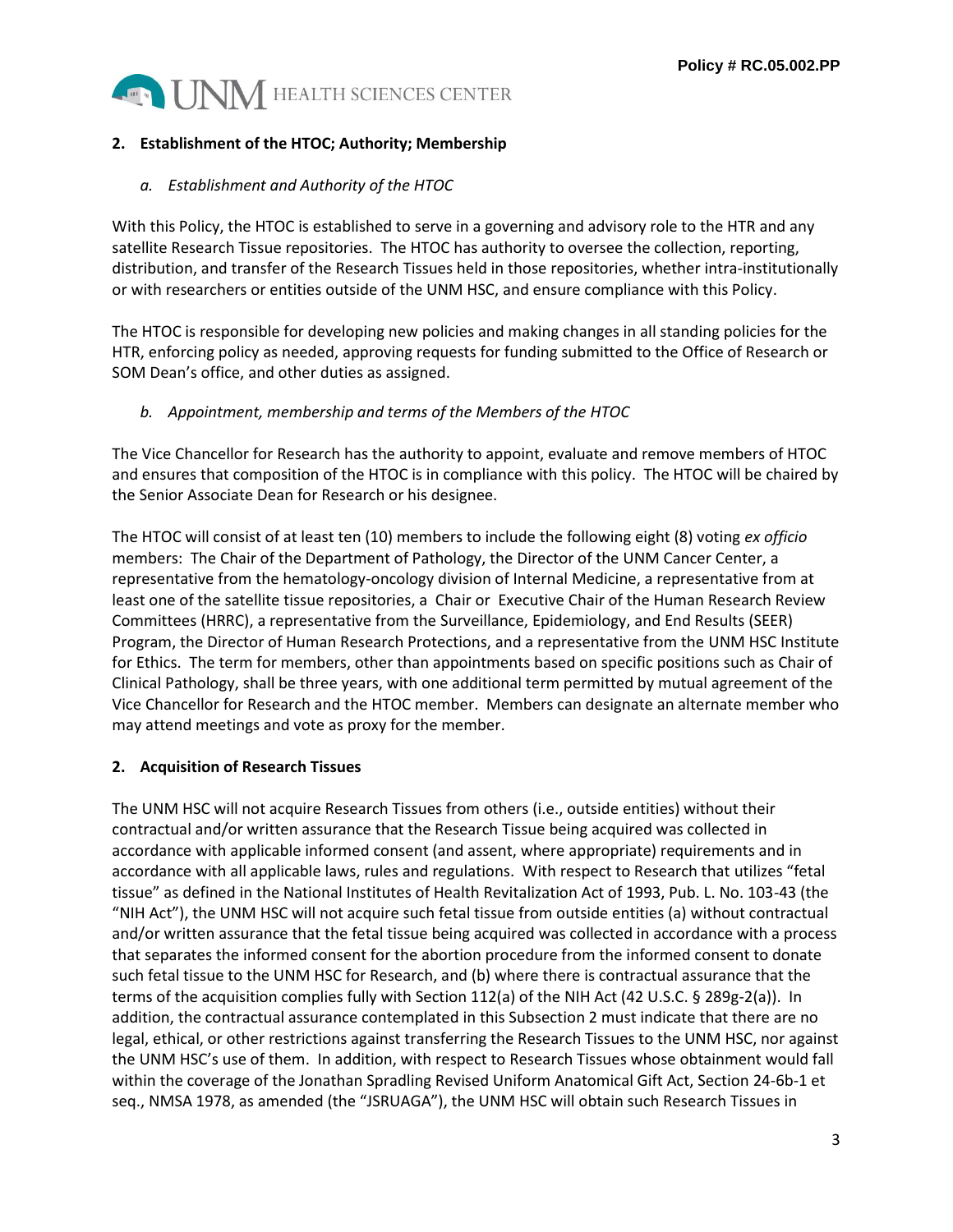## 2. Establishment of the HTOC; Authority; Membership

### *a. Establishment and Authority of the HTOC*

With this Policy, the HTOC is established to serve in a governing and advisory role to the HTR and any satellite Research Tissue repositories. The HTOC has authority to oversee the collection, reporting, distribution, and transfer of the Research Tissues held in those repositories, whether intra-institutionally or with researchers or entities outside of the UNM HSC, and ensure compliance with this Policy.

The HTOC is responsible for developing new policies and making changes in all standing policies for the HTR, enforcing policy as needed, approving requests for funding submitted to the Office of Research or SOM Dean's office, and other duties as assigned.

### *b. Appointment, membership and terms of the Members of the HTOC*

The Vice Chancellor for Research has the authority to appoint, evaluate and remove members of HTOC and ensures that composition of the HTOC is in compliance with this policy. The HTOC will be chaired by the Senior Associate Dean for Research or his designee.

The HTOC will consist of at least ten (10) members to include the following eight (8) voting *ex officio* members: The Chair of the Department of Pathology, the Director of the UNM Cancer Center, a representative from the hematology-oncology division of Internal Medicine, a representative from at least one of the satellite tissue repositories, a Chair or Executive Chair of the Human Research Review Committees (HRRC), a representative from the Surveillance, Epidemiology, and End Results (SEER) Program, the Director of Human Research Protections, and a representative from the UNM HSC Institute for Ethics. The term for members, other than appointments based on specific positions such as Chair of Clinical Pathology, shall be three years, with one additional term permitted by mutual agreement of the Vice Chancellor for Research and the HTOC member. Members can designate an alternate member who may attend meetings and vote as proxy for the member.

## 2. Acquisition of Research Tissues

The UNM HSC will not acquire Research Tissues from others (i.e., outside entities) without their contractual and/or written assurance that the Research Tissue being acquired was collected in accordance with applicable informed consent (and assent, where appropriate) requirements and in accordance with all applicable laws, rules and regulations. With respect to Research that utilizes "fetal tissue" as defined in the National Institutes of Health Revitalization Act of 1993, Pub. L. No. 103-43 (the "NIH Act"), the UNM HSC will not acquire such fetal tissue from outside entities (a) without contractual and/or written assurance that the fetal tissue being acquired was collected in accordance with a process that separates the informed consent for the abortion procedure from the informed consent to donate such fetal tissue to the UNM HSC for Research, and (b) where there is contractual assurance that the terms of the acquisition complies fully with Section 112(a) of the NIH Act (42 U.S.C. § 289g-2(a)). In addition, the contractual assurance contemplated in this Subsection 2 must indicate that there are no legal, ethical, or other restrictions against transferring the Research Tissues to the UNM HSC, nor against the UNM HSC's use of them. In addition, with respect to Research Tissues whose obtainment would fall within the coverage of the Jonathan Spradling Revised Uniform Anatomical Gift Act, Section 24-6b-1 et seq., NMSA 1978, as amended (the "JSRUAGA"), the UNM HSC will obtain such Research Tissues in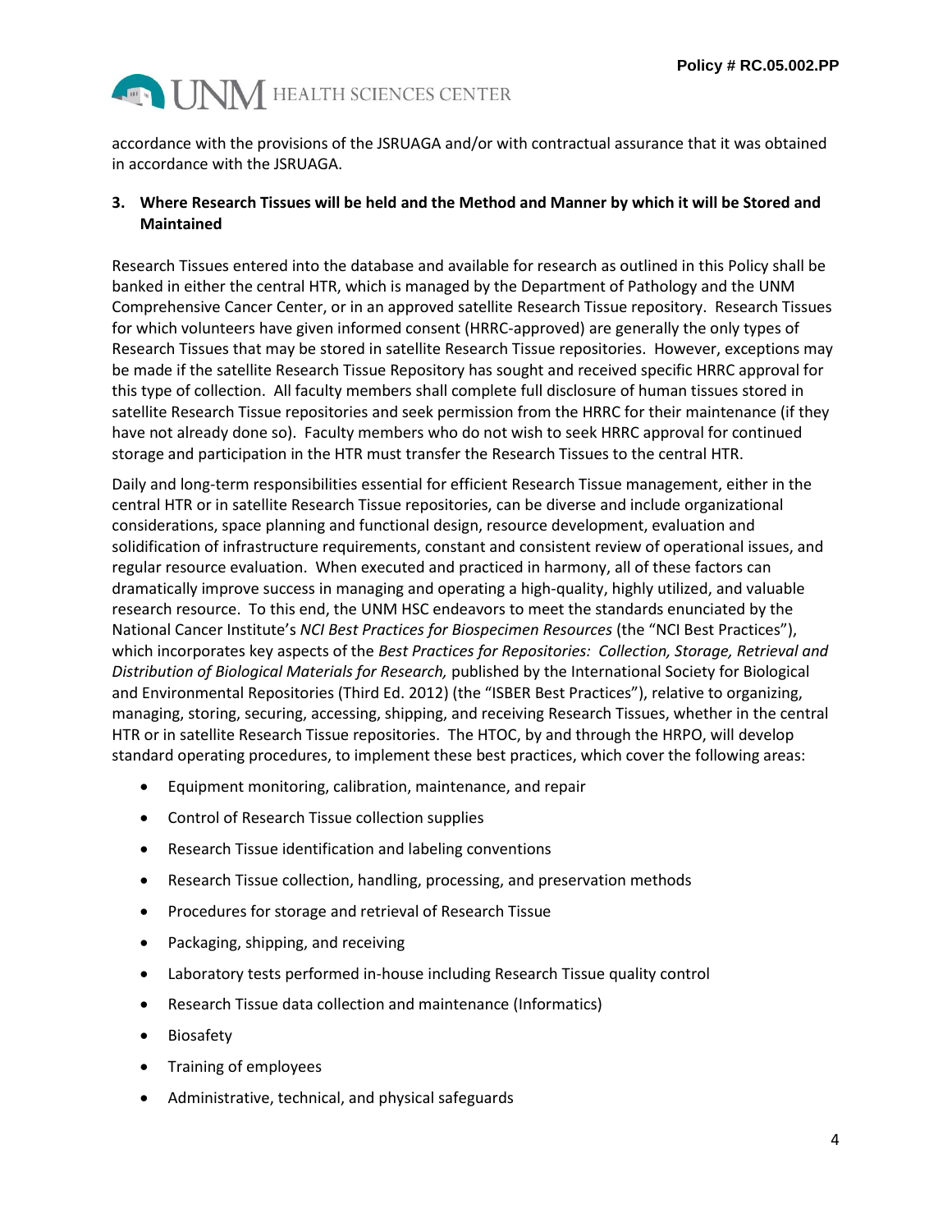accordance with the provisions of the JSRUAGA and/or with contractual assurance that it was obtained in accordance with the JSRUAGA.

### 3. Where Research Tissues will be held and the Method and Manner by which it will be Stored and Maintained

Research Tissues entered into the database and available for research as outlined in this Policy shall be banked in either the central HTR, which is managed by the Department of Pathology and the UNM Comprehensive Cancer Center, or in an approved satellite Research Tissue repository. Research Tissues for which volunteers have given informed consent (HRRC-approved) are generally the only types of Research Tissues that may be stored in satellite Research Tissue repositories. However, exceptions may be made if the satellite Research Tissue Repository has sought and received specific HRRC approval for this type of collection. All faculty members shall complete full disclosure of human tissues stored in satellite Research Tissue repositories and seek permission from the HRRC for their maintenance (if they have not already done so). Faculty members who do not wish to seek HRRC approval for continued storage and participation in the HTR must transfer the Research Tissues to the central HTR.

Daily and long-term responsibilities essential for efficient Research Tissue management, either in the central HTR or in satellite Research Tissue repositories, can be diverse and include organizational considerations, space planning and functional design, resource development, evaluation and solidification of infrastructure requirements, constant and consistent review of operational issues, and regular resource evaluation. When executed and practiced in harmony, all of these factors can dramatically improve success in managing and operating a high-quality, highly utilized, and valuable research resource. To this end, the UNM HSC endeavors to meet the standards enunciated by the National Cancer Institute's *NCI Best Practices for Biospecimen Resources* (the "NCI Best Practices"), which incorporates key aspects of the *Best Practices for Repositories: Collection, Storage, Retrieval and Distribution of Biological Materials for Research,* published by the International Society for Biological and Environmental Repositories (Third Ed. 2012) (the "ISBER Best Practices"), relative to organizing, managing, storing, securing, accessing, shipping, and receiving Research Tissues, whether in the central HTR or in satellite Research Tissue repositories. The HTOC, by and through the HRPO, will develop standard operating procedures, to implement these best practices, which cover the following areas:

- Equipment monitoring, calibration, maintenance, and repair
- Control of Research Tissue collection supplies
- Research Tissue identification and labeling conventions
- Research Tissue collection, handling, processing, and preservation methods
- Procedures for storage and retrieval of Research Tissue
- Packaging, shipping, and receiving
- Laboratory tests performed in-house including Research Tissue quality control
- Research Tissue data collection and maintenance (Informatics)
- Biosafety
- Training of employees
- Administrative, technical, and physical safeguards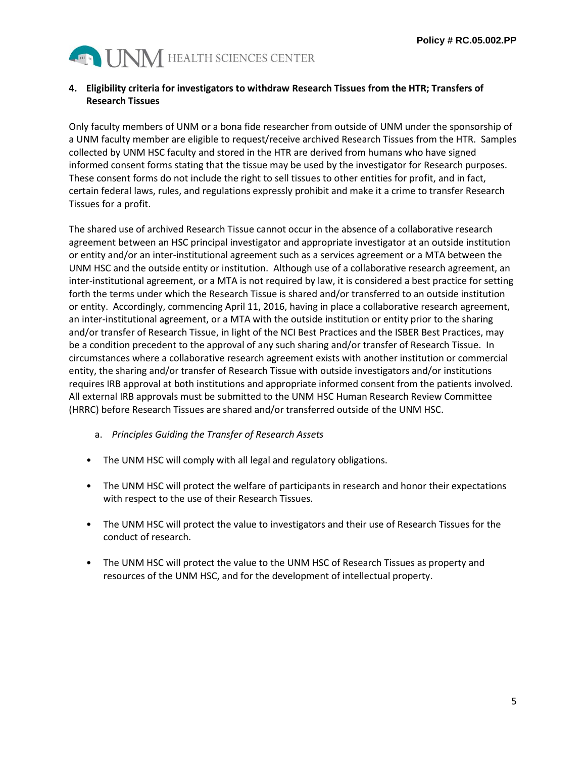**4. Eligibility criteria for investigators to withdraw Research Tissues from the HTR; Transfers of Research Tissues**

Only faculty members of UNM or a bona fide researcher from outside of UNM under the sponsorship of a UNM faculty member are eligible to request/receive archived Research Tissues from the HTR. Samples collected by UNM HSC faculty and stored in the HTR are derived from humans who have signed informed consent forms stating that the tissue may be used by the investigator for Research purposes. These consent forms do not include the right to sell tissues to other entities for profit, and in fact, certain federal laws, rules, and regulations expressly prohibit and make it a crime to transfer Research Tissues for a profit.

The shared use of archived Research Tissue cannot occur in the absence of a collaborative research agreement between an HSC principal investigator and appropriate investigator at an outside institution or entity and/or an inter-institutional agreement such as a services agreement or a MTA between the UNM HSC and the outside entity or institution. Although use of a collaborative research agreement, an inter-institutional agreement, or a MTA is not required by law, it is considered a best practice for setting forth the terms under which the Research Tissue is shared and/or transferred to an outside institution or entity. Accordingly, commencing April 11, 2016, having in place a collaborative research agreement, an inter-institutional agreement, or a MTA with the outside institution or entity prior to the sharing and/or transfer of Research Tissue, in light of the NCI Best Practices and the ISBER Best Practices, may be a condition precedent to the approval of any such sharing and/or transfer of Research Tissue. In circumstances where a collaborative research agreement exists with another institution or commercial entity, the sharing and/or transfer of Research Tissue with outside investigators and/or institutions requires IRB approval at both institutions and appropriate informed consent from the patients involved. All external IRB approvals must be submitted to the UNM HSC Human Research Review Committee (HRRC) before Research Tissues are shared and/or transferred outside of the UNM HSC.

a. *Principles Guiding the Transfer of Research Assets*

- The UNM HSC will comply with all legal and regulatory obligations.
- The UNM HSC will protect the welfare of participants in research and honor their expectations with respect to the use of their Research Tissues.
- The UNM HSC will protect the value to investigators and their use of Research Tissues for the conduct of research.
- The UNM HSC will protect the value to the UNM HSC of Research Tissues as property and resources of the UNM HSC, and for the development of intellectual property.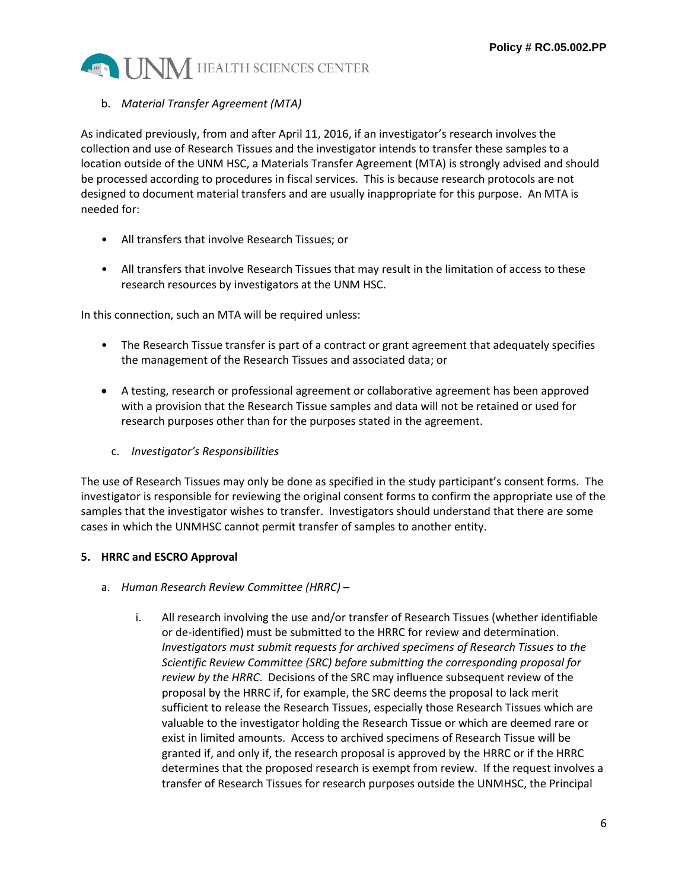b. *Material Transfer Agreement (MTA)*

As indicated previously, from and after April 11, 2016, if an investigator's research involves the collection and use of Research Tissues and the investigator intends to transfer these samples to a location outside of the UNM HSC, a Materials Transfer Agreement (MTA) is strongly advised and should be processed according to procedures in fiscal services. This is because research protocols are not designed to document material transfers and are usually inappropriate for this purpose. An MTA is needed for:

- All transfers that involve Research Tissues; or
- All transfers that involve Research Tissues that may result in the limitation of access to these research resources by investigators at the UNM HSC.

In this connection, such an MTA will be required unless:

- The Research Tissue transfer is part of a contract or grant agreement that adequately specifies the management of the Research Tissues and associated data; or
- A testing, research or professional agreement or collaborative agreement has been approved with a provision that the Research Tissue samples and data will not be retained or used for research purposes other than for the purposes stated in the agreement.

c. *Investigator's Responsibilities*

The use of Research Tissues may only be done as specified in the study participant's consent forms. The investigator is responsible for reviewing the original consent forms to confirm the appropriate use of the samples that the investigator wishes to transfer. Investigators should understand that there are some cases in which the UNMHSC cannot permit transfer of samples to another entity.

**5. HRRC and ESCRO Approval**

a. *Human Research Review Committee (HRRC)* **–**

i. All research involving the use and/or transfer of Research Tissues (whether identifiable or de-identified) must be submitted to the HRRC for review and determination. *Investigators must submit requests for archived specimens of Research Tissues to the Scientific Review Committee (SRC) before submitting the corresponding proposal for review by the HRRC*. Decisions of the SRC may influence subsequent review of the proposal by the HRRC if, for example, the SRC deems the proposal to lack merit sufficient to release the Research Tissues, especially those Research Tissues which are valuable to the investigator holding the Research Tissue or which are deemed rare or exist in limited amounts. Access to archived specimens of Research Tissue will be granted if, and only if, the research proposal is approved by the HRRC or if the HRRC determines that the proposed research is exempt from review. If the request involves a transfer of Research Tissues for research purposes outside the UNMHSC, the Principal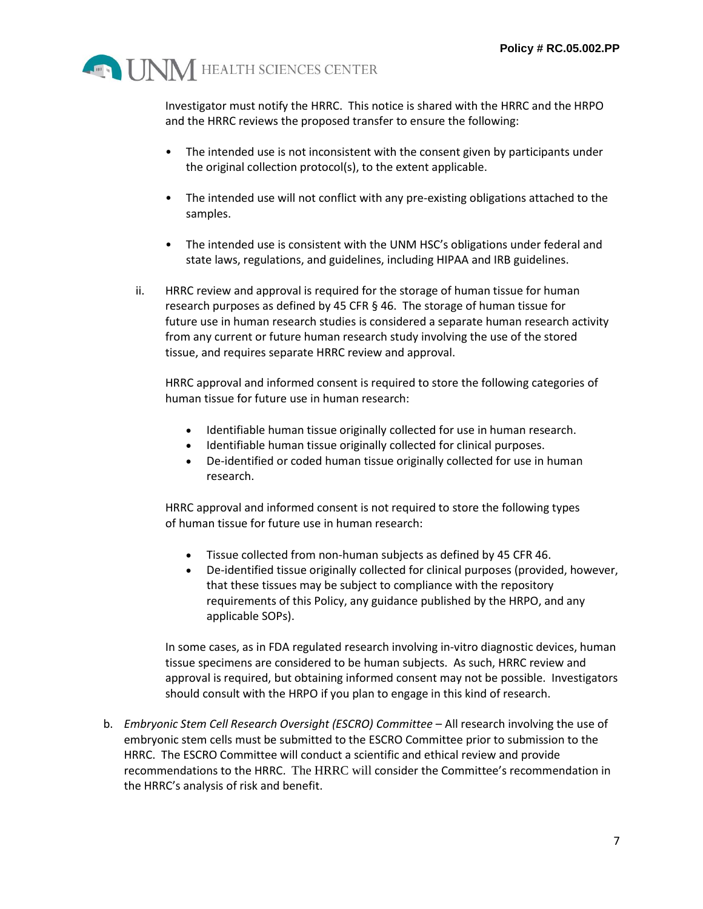Investigator must notify the HRRC. This notice is shared with the HRRC and the HRPO and the HRRC reviews the proposed transfer to ensure the following:

- The intended use is not inconsistent with the consent given by participants under the original collection protocol(s), to the extent applicable.
- The intended use will not conflict with any pre-existing obligations attached to the samples.
- The intended use is consistent with the UNM HSC's obligations under federal and state laws, regulations, and guidelines, including HIPAA and IRB guidelines.

ii. HRRC review and approval is required for the storage of human tissue for human research purposes as defined by 45 CFR § 46. The storage of human tissue for future use in human research studies is considered a separate human research activity from any current or future human research study involving the use of the stored tissue, and requires separate HRRC review and approval.

HRRC approval and informed consent is required to store the following categories of human tissue for future use in human research:

- Identifiable human tissue originally collected for use in human research.
- Identifiable human tissue originally collected for clinical purposes.
- De-identified or coded human tissue originally collected for use in human research.

HRRC approval and informed consent is not required to store the following types of human tissue for future use in human research:

- Tissue collected from non-human subjects as defined by 45 CFR 46.
- De-identified tissue originally collected for clinical purposes (provided, however, that these tissues may be subject to compliance with the repository requirements of this Policy, any guidance published by the HRPO, and any applicable SOPs).

In some cases, as in FDA regulated research involving in-vitro diagnostic devices, human tissue specimens are considered to be human subjects. As such, HRRC review and approval is required, but obtaining informed consent may not be possible. Investigators should consult with the HRPO if you plan to engage in this kind of research.

b. *Embryonic Stem Cell Research Oversight (ESCRO) Committee* – All research involving the use of embryonic stem cells must be submitted to the ESCRO Committee prior to submission to the HRRC. The ESCRO Committee will conduct a scientific and ethical review and provide recommendations to the HRRC. The HRRC will consider the Committee's recommendation in the HRRC's analysis of risk and benefit.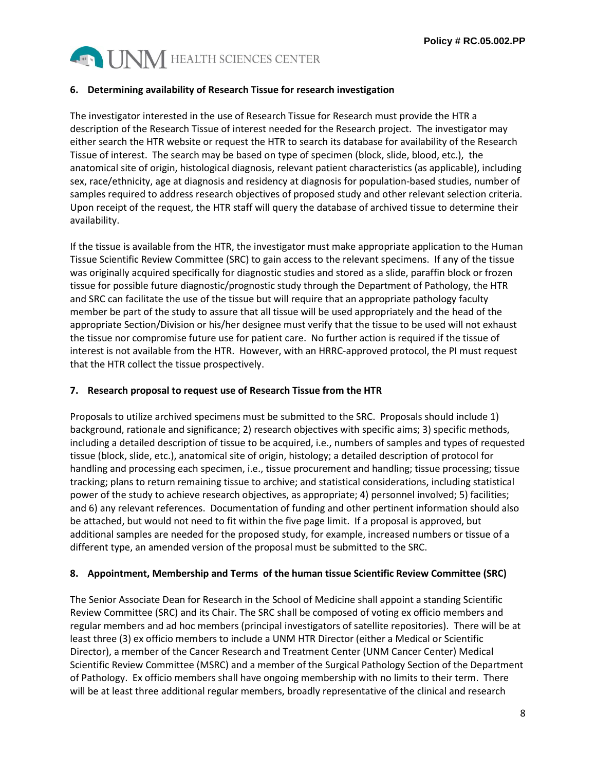### 6. Determining availability of Research Tissue for research investigation

The investigator interested in the use of Research Tissue for Research must provide the HTR a description of the Research Tissue of interest needed for the Research project. The investigator may either search the HTR website or request the HTR to search its database for availability of the Research Tissue of interest. The search may be based on type of specimen (block, slide, blood, etc.), the anatomical site of origin, histological diagnosis, relevant patient characteristics (as applicable), including sex, race/ethnicity, age at diagnosis and residency at diagnosis for population-based studies, number of samples required to address research objectives of proposed study and other relevant selection criteria. Upon receipt of the request, the HTR staff will query the database of archived tissue to determine their availability.

If the tissue is available from the HTR, the investigator must make appropriate application to the Human Tissue Scientific Review Committee (SRC) to gain access to the relevant specimens. If any of the tissue was originally acquired specifically for diagnostic studies and stored as a slide, paraffin block or frozen tissue for possible future diagnostic/prognostic study through the Department of Pathology, the HTR and SRC can facilitate the use of the tissue but will require that an appropriate pathology faculty member be part of the study to assure that all tissue will be used appropriately and the head of the appropriate Section/Division or his/her designee must verify that the tissue to be used will not exhaust the tissue nor compromise future use for patient care. No further action is required if the tissue of interest is not available from the HTR. However, with an HRRC-approved protocol, the PI must request that the HTR collect the tissue prospectively.

### 7. Research proposal to request use of Research Tissue from the HTR

Proposals to utilize archived specimens must be submitted to the SRC. Proposals should include 1) background, rationale and significance; 2) research objectives with specific aims; 3) specific methods, including a detailed description of tissue to be acquired, i.e., numbers of samples and types of requested tissue (block, slide, etc.), anatomical site of origin, histology; a detailed description of protocol for handling and processing each specimen, i.e., tissue procurement and handling; tissue processing; tissue tracking; plans to return remaining tissue to archive; and statistical considerations, including statistical power of the study to achieve research objectives, as appropriate; 4) personnel involved; 5) facilities; and 6) any relevant references. Documentation of funding and other pertinent information should also be attached, but would not need to fit within the five page limit. If a proposal is approved, but additional samples are needed for the proposed study, for example, increased numbers or tissue of a different type, an amended version of the proposal must be submitted to the SRC.

### 8. Appointment, Membership and Terms of the human tissue Scientific Review Committee (SRC)

The Senior Associate Dean for Research in the School of Medicine shall appoint a standing Scientific Review Committee (SRC) and its Chair. The SRC shall be composed of voting ex officio members and regular members and ad hoc members (principal investigators of satellite repositories). There will be at least three (3) ex officio members to include a UNM HTR Director (either a Medical or Scientific Director), a member of the Cancer Research and Treatment Center (UNM Cancer Center) Medical Scientific Review Committee (MSRC) and a member of the Surgical Pathology Section of the Department of Pathology. Ex officio members shall have ongoing membership with no limits to their term. There will be at least three additional regular members, broadly representative of the clinical and research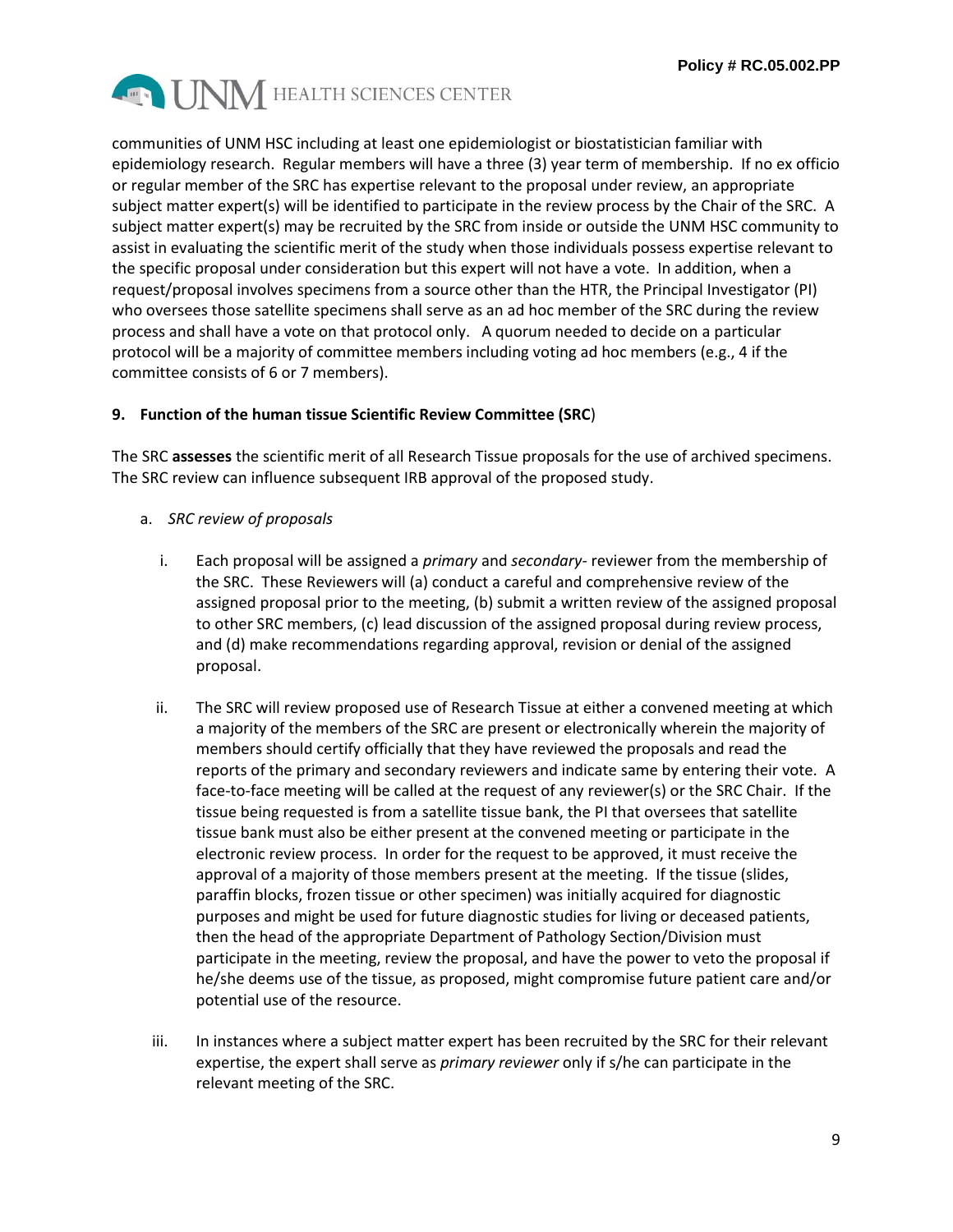communities of UNM HSC including at least one epidemiologist or biostatistician familiar with epidemiology research. Regular members will have a three (3) year term of membership. If no ex officio or regular member of the SRC has expertise relevant to the proposal under review, an appropriate subject matter expert(s) will be identified to participate in the review process by the Chair of the SRC. A subject matter expert(s) may be recruited by the SRC from inside or outside the UNM HSC community to assist in evaluating the scientific merit of the study when those individuals possess expertise relevant to the specific proposal under consideration but this expert will not have a vote. In addition, when a request/proposal involves specimens from a source other than the HTR, the Principal Investigator (PI) who oversees those satellite specimens shall serve as an ad hoc member of the SRC during the review process and shall have a vote on that protocol only. A quorum needed to decide on a particular protocol will be a majority of committee members including voting ad hoc members (e.g., 4 if the committee consists of 6 or 7 members).

## 9. Function of the human tissue Scientific Review Committee (SRC)

The SRC **assesses** the scientific merit of all Research Tissue proposals for the use of archived specimens. The SRC review can influence subsequent IRB approval of the proposed study.

a. *SRC review of proposals*

   i. Each proposal will be assigned a *primary* and *secondary*- reviewer from the membership of the SRC. These Reviewers will (a) conduct a careful and comprehensive review of the assigned proposal prior to the meeting, (b) submit a written review of the assigned proposal to other SRC members, (c) lead discussion of the assigned proposal during review process, and (d) make recommendations regarding approval, revision or denial of the assigned proposal.

   ii. The SRC will review proposed use of Research Tissue at either a convened meeting at which a majority of the members of the SRC are present or electronically wherein the majority of members should certify officially that they have reviewed the proposals and read the reports of the primary and secondary reviewers and indicate same by entering their vote. A face-to-face meeting will be called at the request of any reviewer(s) or the SRC Chair. If the tissue being requested is from a satellite tissue bank, the PI that oversees that satellite tissue bank must also be either present at the convened meeting or participate in the electronic review process. In order for the request to be approved, it must receive the approval of a majority of those members present at the meeting. If the tissue (slides, paraffin blocks, frozen tissue or other specimen) was initially acquired for diagnostic purposes and might be used for future diagnostic studies for living or deceased patients, then the head of the appropriate Department of Pathology Section/Division must participate in the meeting, review the proposal, and have the power to veto the proposal if he/she deems use of the tissue, as proposed, might compromise future patient care and/or potential use of the resource.

   iii. In instances where a subject matter expert has been recruited by the SRC for their relevant expertise, the expert shall serve as *primary reviewer* only if s/he can participate in the relevant meeting of the SRC.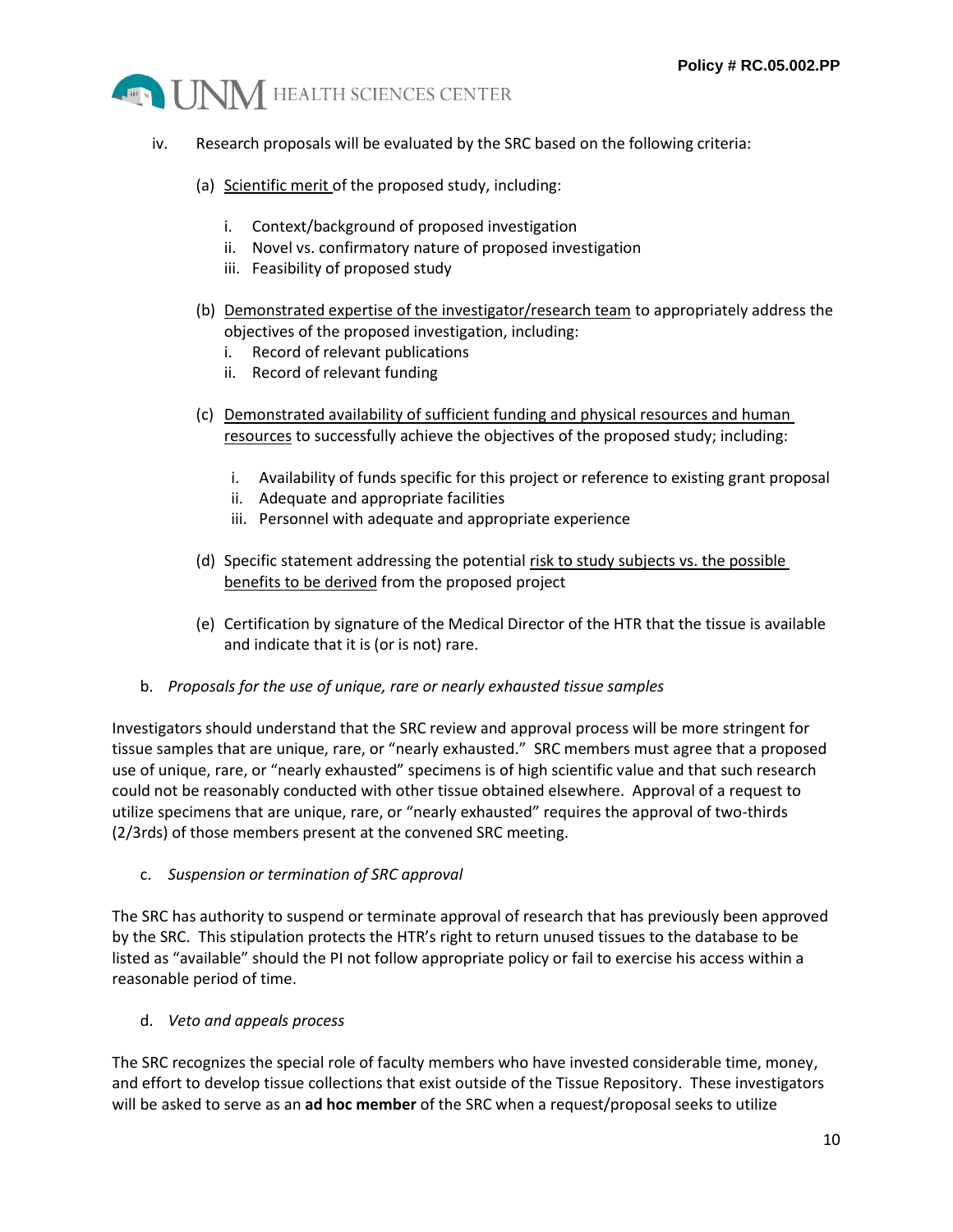iv. Research proposals will be evaluated by the SRC based on the following criteria:

   (a) <u>Scientific merit</u> of the proposed study, including:

      i. Context/background of proposed investigation
      ii. Novel vs. confirmatory nature of proposed investigation
      iii. Feasibility of proposed study

   (b) <u>Demonstrated expertise of the investigator/research team</u> to appropriately address the objectives of the proposed investigation, including:
      i. Record of relevant publications
      ii. Record of relevant funding

   (c) <u>Demonstrated availability of sufficient funding and physical resources and human resources</u> to successfully achieve the objectives of the proposed study; including:

      i. Availability of funds specific for this project or reference to existing grant proposal
      ii. Adequate and appropriate facilities
      iii. Personnel with adequate and appropriate experience

   (d) Specific statement addressing the potential <u>risk to study subjects vs. the possible benefits to be derived</u> from the proposed project

   (e) Certification by signature of the Medical Director of the HTR that the tissue is available and indicate that it is (or is not) rare.

b. *Proposals for the use of unique, rare or nearly exhausted tissue samples*

Investigators should understand that the SRC review and approval process will be more stringent for tissue samples that are unique, rare, or "nearly exhausted." SRC members must agree that a proposed use of unique, rare, or "nearly exhausted" specimens is of high scientific value and that such research could not be reasonably conducted with other tissue obtained elsewhere. Approval of a request to utilize specimens that are unique, rare, or "nearly exhausted" requires the approval of two-thirds (2/3rds) of those members present at the convened SRC meeting.

c. *Suspension or termination of SRC approval*

The SRC has authority to suspend or terminate approval of research that has previously been approved by the SRC. This stipulation protects the HTR's right to return unused tissues to the database to be listed as "available" should the PI not follow appropriate policy or fail to exercise his access within a reasonable period of time.

d. *Veto and appeals process*

The SRC recognizes the special role of faculty members who have invested considerable time, money, and effort to develop tissue collections that exist outside of the Tissue Repository. These investigators will be asked to serve as an **ad hoc member** of the SRC when a request/proposal seeks to utilize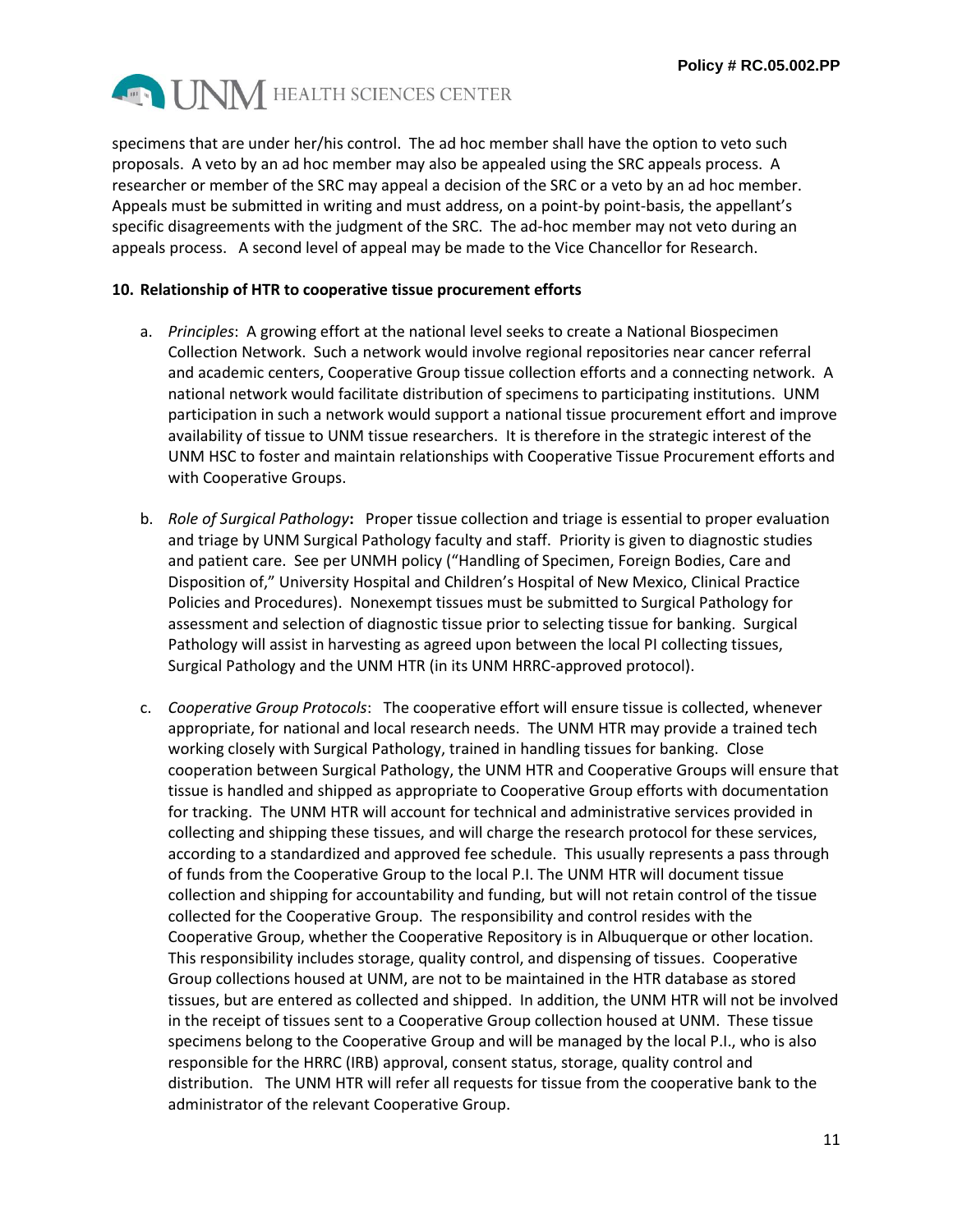specimens that are under her/his control. The ad hoc member shall have the option to veto such proposals. A veto by an ad hoc member may also be appealed using the SRC appeals process. A researcher or member of the SRC may appeal a decision of the SRC or a veto by an ad hoc member. Appeals must be submitted in writing and must address, on a point-by point-basis, the appellant's specific disagreements with the judgment of the SRC. The ad-hoc member may not veto during an appeals process. A second level of appeal may be made to the Vice Chancellor for Research.

**10. Relationship of HTR to cooperative tissue procurement efforts**

a. *Principles*: A growing effort at the national level seeks to create a National Biospecimen Collection Network. Such a network would involve regional repositories near cancer referral and academic centers, Cooperative Group tissue collection efforts and a connecting network. A national network would facilitate distribution of specimens to participating institutions. UNM participation in such a network would support a national tissue procurement effort and improve availability of tissue to UNM tissue researchers. It is therefore in the strategic interest of the UNM HSC to foster and maintain relationships with Cooperative Tissue Procurement efforts and with Cooperative Groups.

b. *Role of Surgical Pathology*: Proper tissue collection and triage is essential to proper evaluation and triage by UNM Surgical Pathology faculty and staff. Priority is given to diagnostic studies and patient care. See per UNMH policy ("Handling of Specimen, Foreign Bodies, Care and Disposition of," University Hospital and Children's Hospital of New Mexico, Clinical Practice Policies and Procedures). Nonexempt tissues must be submitted to Surgical Pathology for assessment and selection of diagnostic tissue prior to selecting tissue for banking. Surgical Pathology will assist in harvesting as agreed upon between the local PI collecting tissues, Surgical Pathology and the UNM HTR (in its UNM HRRC-approved protocol).

c. *Cooperative Group Protocols*: The cooperative effort will ensure tissue is collected, whenever appropriate, for national and local research needs. The UNM HTR may provide a trained tech working closely with Surgical Pathology, trained in handling tissues for banking. Close cooperation between Surgical Pathology, the UNM HTR and Cooperative Groups will ensure that tissue is handled and shipped as appropriate to Cooperative Group efforts with documentation for tracking. The UNM HTR will account for technical and administrative services provided in collecting and shipping these tissues, and will charge the research protocol for these services, according to a standardized and approved fee schedule. This usually represents a pass through of funds from the Cooperative Group to the local P.I. The UNM HTR will document tissue collection and shipping for accountability and funding, but will not retain control of the tissue collected for the Cooperative Group. The responsibility and control resides with the Cooperative Group, whether the Cooperative Repository is in Albuquerque or other location. This responsibility includes storage, quality control, and dispensing of tissues. Cooperative Group collections housed at UNM, are not to be maintained in the HTR database as stored tissues, but are entered as collected and shipped. In addition, the UNM HTR will not be involved in the receipt of tissues sent to a Cooperative Group collection housed at UNM. These tissue specimens belong to the Cooperative Group and will be managed by the local P.I., who is also responsible for the HRRC (IRB) approval, consent status, storage, quality control and distribution. The UNM HTR will refer all requests for tissue from the cooperative bank to the administrator of the relevant Cooperative Group.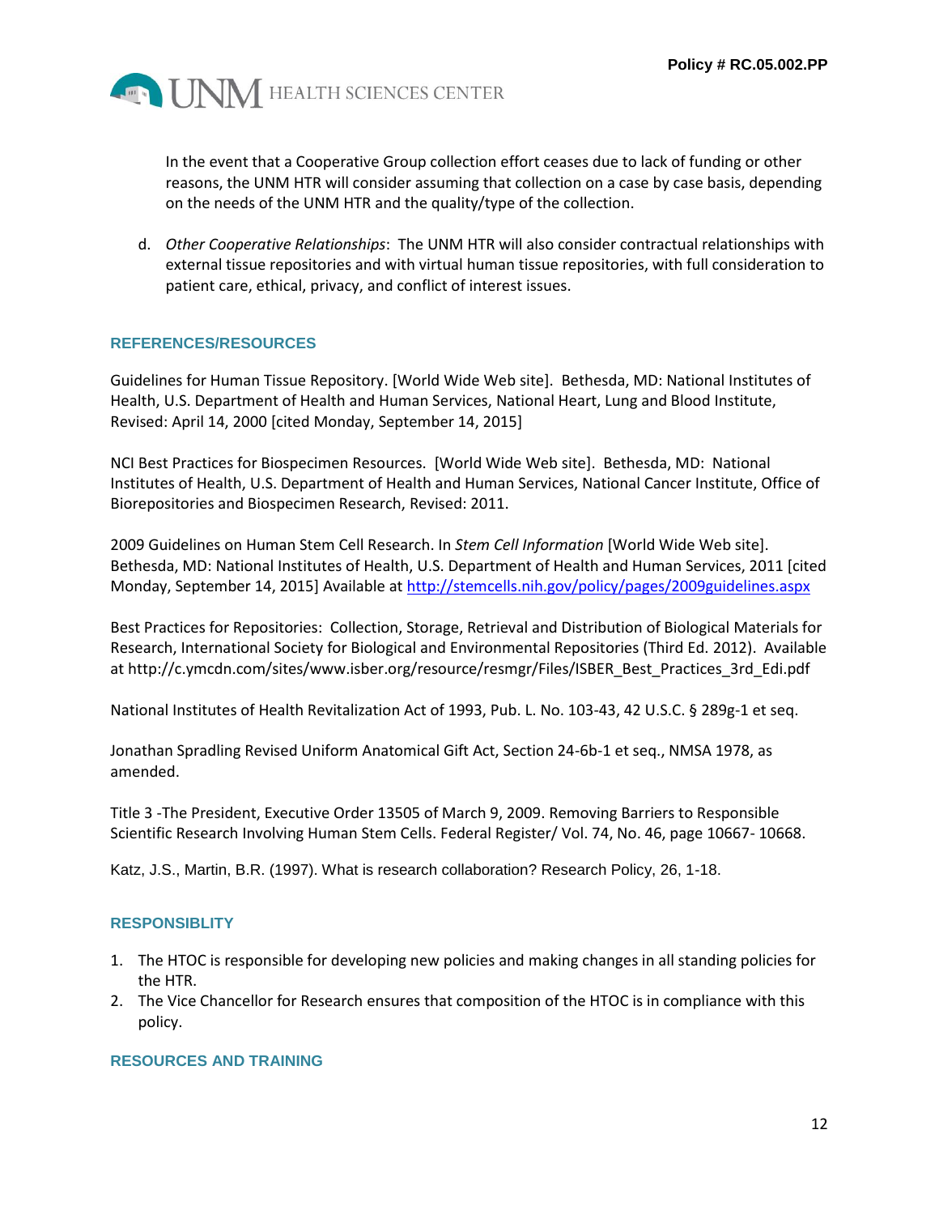In the event that a Cooperative Group collection effort ceases due to lack of funding or other reasons, the UNM HTR will consider assuming that collection on a case by case basis, depending on the needs of the UNM HTR and the quality/type of the collection.

d. *Other Cooperative Relationships*: The UNM HTR will also consider contractual relationships with external tissue repositories and with virtual human tissue repositories, with full consideration to patient care, ethical, privacy, and conflict of interest issues.

## REFERENCES/RESOURCES

Guidelines for Human Tissue Repository. [World Wide Web site]. Bethesda, MD: National Institutes of Health, U.S. Department of Health and Human Services, National Heart, Lung and Blood Institute, Revised: April 14, 2000 [cited Monday, September 14, 2015]

NCI Best Practices for Biospecimen Resources. [World Wide Web site]. Bethesda, MD: National Institutes of Health, U.S. Department of Health and Human Services, National Cancer Institute, Office of Biorepositories and Biospecimen Research, Revised: 2011.

2009 Guidelines on Human Stem Cell Research. In *Stem Cell Information* [World Wide Web site]. Bethesda, MD: National Institutes of Health, U.S. Department of Health and Human Services, 2011 [cited Monday, September 14, 2015] Available at http://stemcells.nih.gov/policy/pages/2009guidelines.aspx

Best Practices for Repositories: Collection, Storage, Retrieval and Distribution of Biological Materials for Research, International Society for Biological and Environmental Repositories (Third Ed. 2012). Available at http://c.ymcdn.com/sites/www.isber.org/resource/resmgr/Files/ISBER_Best_Practices_3rd_Edi.pdf

National Institutes of Health Revitalization Act of 1993, Pub. L. No. 103-43, 42 U.S.C. § 289g-1 et seq.

Jonathan Spradling Revised Uniform Anatomical Gift Act, Section 24-6b-1 et seq., NMSA 1978, as amended.

Title 3 -The President, Executive Order 13505 of March 9, 2009. Removing Barriers to Responsible Scientific Research Involving Human Stem Cells. Federal Register/ Vol. 74, No. 46, page 10667- 10668.

Katz, J.S., Martin, B.R. (1997). What is research collaboration? Research Policy, 26, 1-18.

## RESPONSIBLITY

1. The HTOC is responsible for developing new policies and making changes in all standing policies for the HTR.
2. The Vice Chancellor for Research ensures that composition of the HTOC is in compliance with this policy.

## RESOURCES AND TRAINING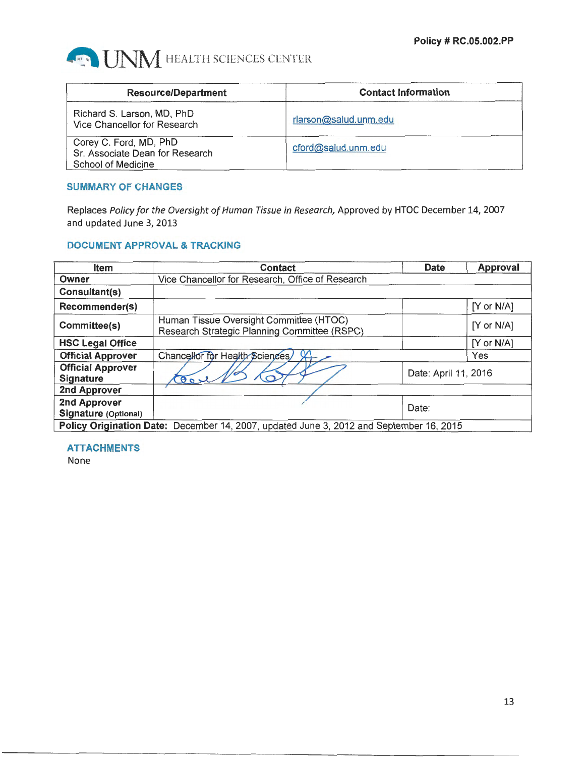Policy # RC.05.002.PP

UNM HEALTH SCIENCES CENTER

| Resource/Department | Contact Information |
|---|---|
| Richard S. Larson, MD, PhD<br>Vice Chancellor for Research | rlarson@salud.unm.edu |
| Corey C. Ford, MD, PhD<br>Sr. Associate Dean for Research<br>School of Medicine | cford@salud.unm.edu |

## SUMMARY OF CHANGES

Replaces *Policy for the Oversight of Human Tissue in Research,* Approved by HTOC December 14, 2007 and updated June 3, 2013

## DOCUMENT APPROVAL & TRACKING

| Item | Contact | Date | Approval |
|---|---|---|---|
| **Owner** | Vice Chancellor for Research, Office of Research | | |
| **Consultant(s)** | | | |
| **Recommender(s)** | | | [Y or N/A] |
| **Committee(s)** | Human Tissue Oversight Committee (HTOC)<br>Research Strategic Planning Committee (RSPC) | | [Y or N/A] |
| **HSC Legal Office** | | | [Y or N/A] |
| **Official Approver** | Chancellor for Health Sciences | | Yes |
| **Official Approver Signature** | | Date: April 11, 2016 | |
| **2nd Approver** | | | |
| **2nd Approver Signature** (Optional) | | Date: | |
| **Policy Origination Date:** December 14, 2007, updated June 3, 2012 and September 16, 2015 | | | |

## ATTACHMENTS

None